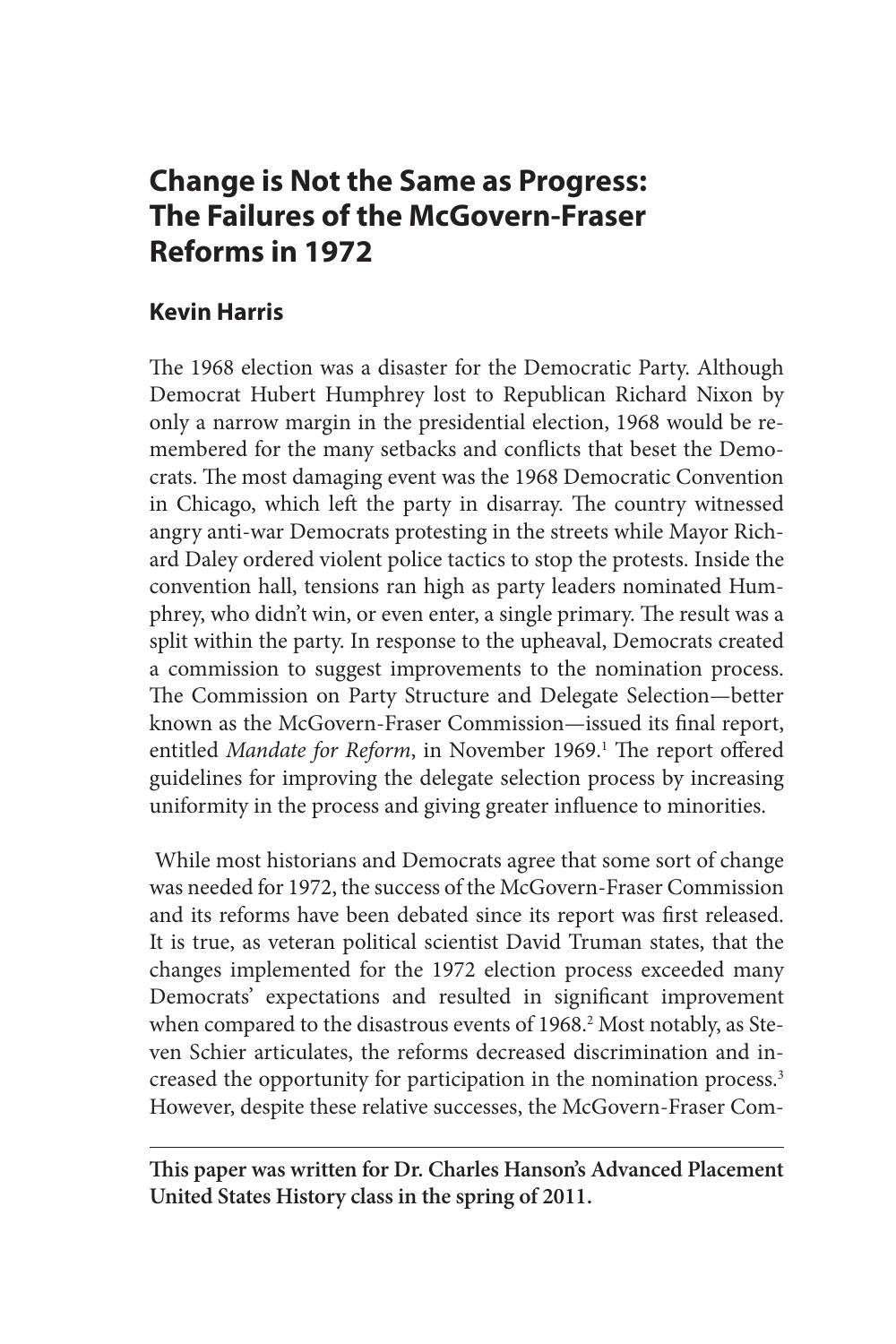# Change is Not the Same as Progress: The Failures of the McGovern-Fraser Reforms in 1972

## Kevin Harris

The 1968 election was a disaster for the Democratic Party. Although Democrat Hubert Humphrey lost to Republican Richard Nixon by only a narrow margin in the presidential election, 1968 would be remembered for the many setbacks and conflicts that beset the Democrats. The most damaging event was the 1968 Democratic Convention in Chicago, which left the party in disarray. The country witnessed angry anti-war Democrats protesting in the streets while Mayor Richard Daley ordered violent police tactics to stop the protests. Inside the convention hall, tensions ran high as party leaders nominated Humphrey, who didn't win, or even enter, a single primary. The result was a split within the party. In response to the upheaval, Democrats created a commission to suggest improvements to the nomination process. The Commission on Party Structure and Delegate Selection—better known as the McGovern-Fraser Commission—issued its final report, entitled *Mandate for Reform*, in November 1969.[1] The report offered guidelines for improving the delegate selection process by increasing uniformity in the process and giving greater influence to minorities.

While most historians and Democrats agree that some sort of change was needed for 1972, the success of the McGovern-Fraser Commission and its reforms have been debated since its report was first released. It is true, as veteran political scientist David Truman states, that the changes implemented for the 1972 election process exceeded many Democrats' expectations and resulted in significant improvement when compared to the disastrous events of 1968.[2] Most notably, as Steven Schier articulates, the reforms decreased discrimination and increased the opportunity for participation in the nomination process.[3] However, despite these relative successes, the McGovern-Fraser Com-

---

**This paper was written for Dr. Charles Hanson's Advanced Placement United States History class in the spring of 2011.**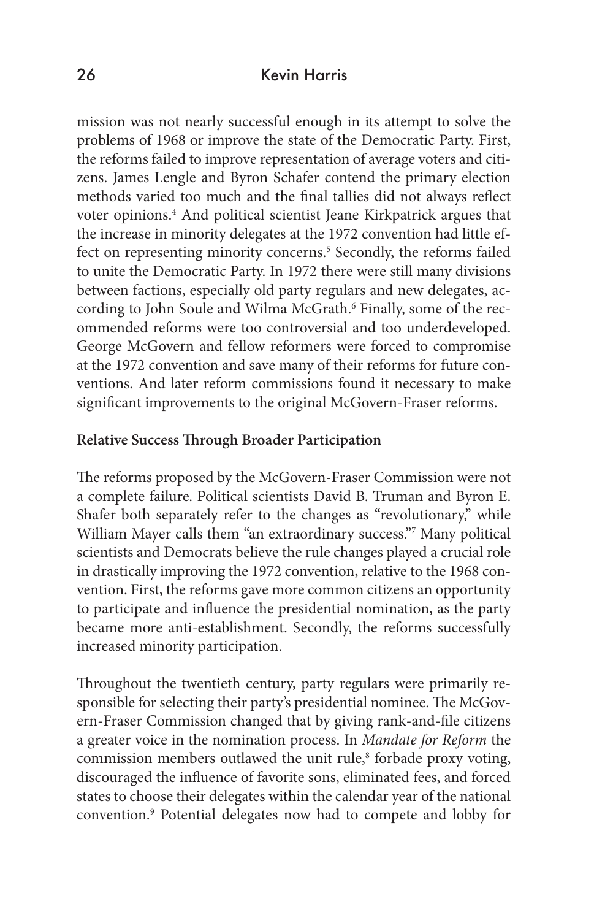mission was not nearly successful enough in its attempt to solve the problems of 1968 or improve the state of the Democratic Party. First, the reforms failed to improve representation of average voters and citizens. James Lengle and Byron Schafer contend the primary election methods varied too much and the final tallies did not always reflect voter opinions.[4] And political scientist Jeane Kirkpatrick argues that the increase in minority delegates at the 1972 convention had little effect on representing minority concerns.[5] Secondly, the reforms failed to unite the Democratic Party. In 1972 there were still many divisions between factions, especially old party regulars and new delegates, according to John Soule and Wilma McGrath.[6] Finally, some of the recommended reforms were too controversial and too underdeveloped. George McGovern and fellow reformers were forced to compromise at the 1972 convention and save many of their reforms for future conventions. And later reform commissions found it necessary to make significant improvements to the original McGovern-Fraser reforms.

**Relative Success Through Broader Participation**

The reforms proposed by the McGovern-Fraser Commission were not a complete failure. Political scientists David B. Truman and Byron E. Shafer both separately refer to the changes as "revolutionary," while William Mayer calls them "an extraordinary success."[7] Many political scientists and Democrats believe the rule changes played a crucial role in drastically improving the 1972 convention, relative to the 1968 convention. First, the reforms gave more common citizens an opportunity to participate and influence the presidential nomination, as the party became more anti-establishment. Secondly, the reforms successfully increased minority participation.

Throughout the twentieth century, party regulars were primarily responsible for selecting their party's presidential nominee. The McGovern-Fraser Commission changed that by giving rank-and-file citizens a greater voice in the nomination process. In *Mandate for Reform* the commission members outlawed the unit rule,[8] forbade proxy voting, discouraged the influence of favorite sons, eliminated fees, and forced states to choose their delegates within the calendar year of the national convention.[9] Potential delegates now had to compete and lobby for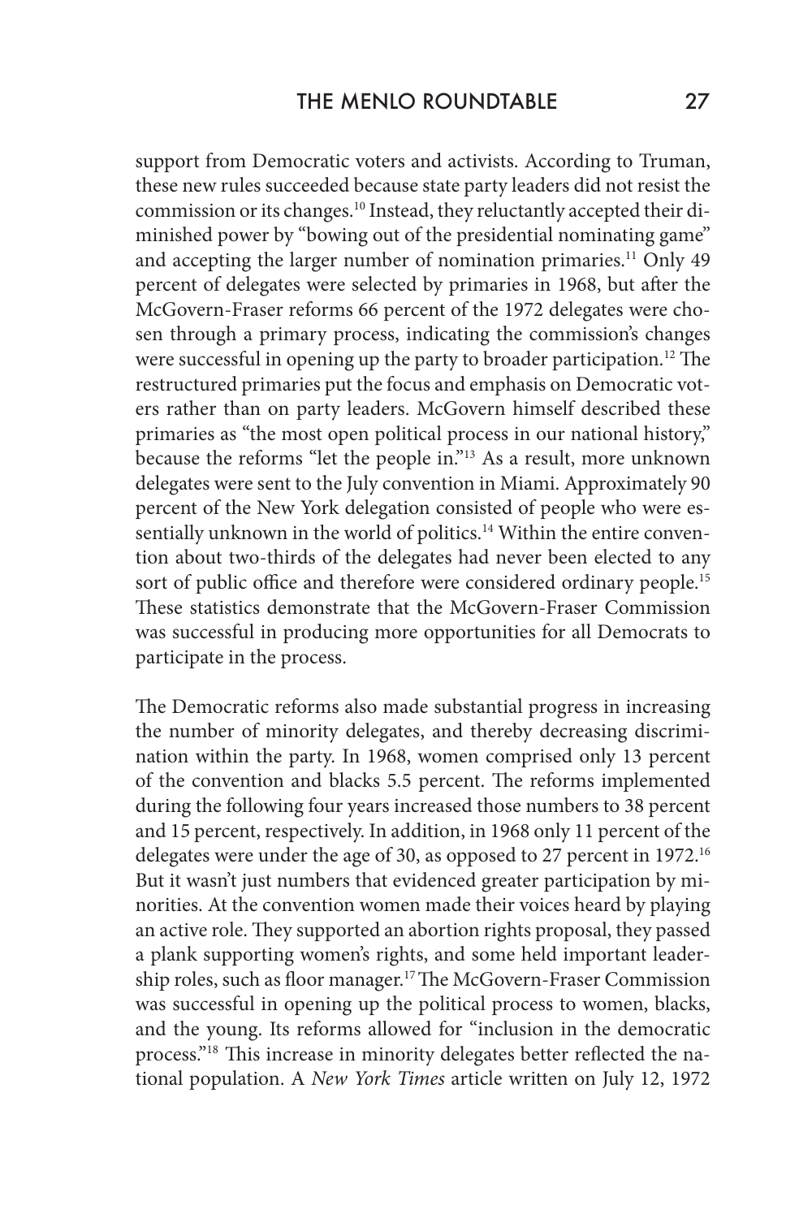support from Democratic voters and activists. According to Truman, these new rules succeeded because state party leaders did not resist the commission or its changes.[10] Instead, they reluctantly accepted their diminished power by "bowing out of the presidential nominating game" and accepting the larger number of nomination primaries.[11] Only 49 percent of delegates were selected by primaries in 1968, but after the McGovern-Fraser reforms 66 percent of the 1972 delegates were chosen through a primary process, indicating the commission's changes were successful in opening up the party to broader participation.[12] The restructured primaries put the focus and emphasis on Democratic voters rather than on party leaders. McGovern himself described these primaries as "the most open political process in our national history," because the reforms "let the people in."[13] As a result, more unknown delegates were sent to the July convention in Miami. Approximately 90 percent of the New York delegation consisted of people who were essentially unknown in the world of politics.[14] Within the entire convention about two-thirds of the delegates had never been elected to any sort of public office and therefore were considered ordinary people.[15] These statistics demonstrate that the McGovern-Fraser Commission was successful in producing more opportunities for all Democrats to participate in the process.

The Democratic reforms also made substantial progress in increasing the number of minority delegates, and thereby decreasing discrimination within the party. In 1968, women comprised only 13 percent of the convention and blacks 5.5 percent. The reforms implemented during the following four years increased those numbers to 38 percent and 15 percent, respectively. In addition, in 1968 only 11 percent of the delegates were under the age of 30, as opposed to 27 percent in 1972.[16] But it wasn't just numbers that evidenced greater participation by minorities. At the convention women made their voices heard by playing an active role. They supported an abortion rights proposal, they passed a plank supporting women's rights, and some held important leadership roles, such as floor manager.[17] The McGovern-Fraser Commission was successful in opening up the political process to women, blacks, and the young. Its reforms allowed for "inclusion in the democratic process."[18] This increase in minority delegates better reflected the national population. A *New York Times* article written on July 12, 1972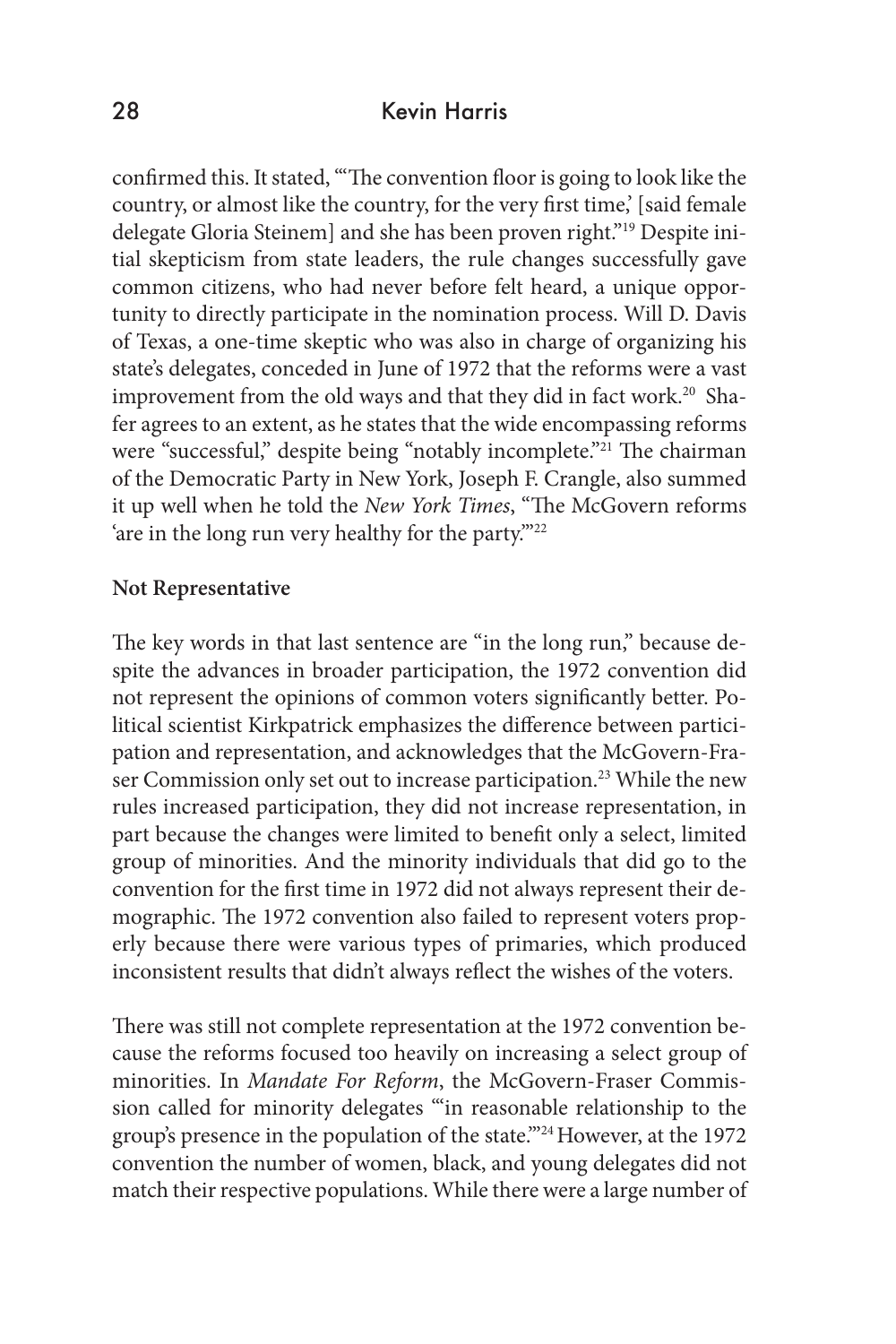confirmed this. It stated, "'The convention floor is going to look like the country, or almost like the country, for the very first time,' [said female delegate Gloria Steinem] and she has been proven right."[19] Despite initial skepticism from state leaders, the rule changes successfully gave common citizens, who had never before felt heard, a unique opportunity to directly participate in the nomination process. Will D. Davis of Texas, a one-time skeptic who was also in charge of organizing his state's delegates, conceded in June of 1972 that the reforms were a vast improvement from the old ways and that they did in fact work.[20] Shafer agrees to an extent, as he states that the wide encompassing reforms were "successful," despite being "notably incomplete."[21] The chairman of the Democratic Party in New York, Joseph F. Crangle, also summed it up well when he told the *New York Times*, "The McGovern reforms 'are in the long run very healthy for the party.'"[22]

**Not Representative**

The key words in that last sentence are "in the long run," because despite the advances in broader participation, the 1972 convention did not represent the opinions of common voters significantly better. Political scientist Kirkpatrick emphasizes the difference between participation and representation, and acknowledges that the McGovern-Fraser Commission only set out to increase participation.[23] While the new rules increased participation, they did not increase representation, in part because the changes were limited to benefit only a select, limited group of minorities. And the minority individuals that did go to the convention for the first time in 1972 did not always represent their demographic. The 1972 convention also failed to represent voters properly because there were various types of primaries, which produced inconsistent results that didn't always reflect the wishes of the voters.

There was still not complete representation at the 1972 convention because the reforms focused too heavily on increasing a select group of minorities. In *Mandate For Reform*, the McGovern-Fraser Commission called for minority delegates "'in reasonable relationship to the group's presence in the population of the state.'"[24] However, at the 1972 convention the number of women, black, and young delegates did not match their respective populations. While there were a large number of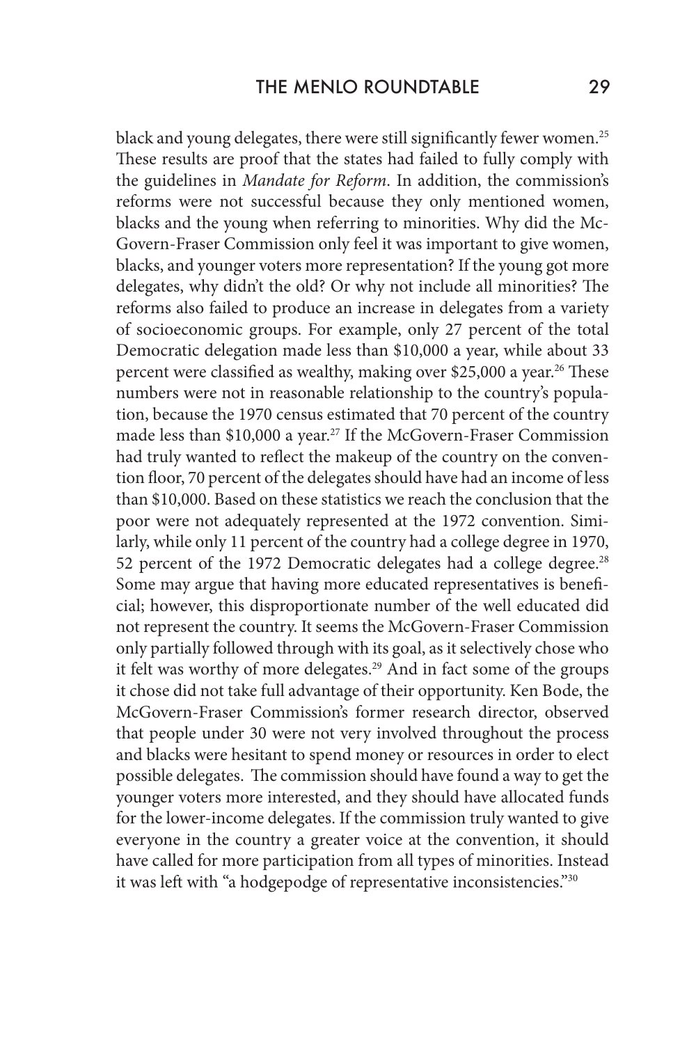black and young delegates, there were still significantly fewer women.[25] These results are proof that the states had failed to fully comply with the guidelines in *Mandate for Reform*. In addition, the commission's reforms were not successful because they only mentioned women, blacks and the young when referring to minorities. Why did the McGovern-Fraser Commission only feel it was important to give women, blacks, and younger voters more representation? If the young got more delegates, why didn't the old? Or why not include all minorities? The reforms also failed to produce an increase in delegates from a variety of socioeconomic groups. For example, only 27 percent of the total Democratic delegation made less than $10,000 a year, while about 33 percent were classified as wealthy, making over $25,000 a year.[26] These numbers were not in reasonable relationship to the country's population, because the 1970 census estimated that 70 percent of the country made less than $10,000 a year.[27] If the McGovern-Fraser Commission had truly wanted to reflect the makeup of the country on the convention floor, 70 percent of the delegates should have had an income of less than $10,000. Based on these statistics we reach the conclusion that the poor were not adequately represented at the 1972 convention. Similarly, while only 11 percent of the country had a college degree in 1970, 52 percent of the 1972 Democratic delegates had a college degree.[28] Some may argue that having more educated representatives is beneficial; however, this disproportionate number of the well educated did not represent the country. It seems the McGovern-Fraser Commission only partially followed through with its goal, as it selectively chose who it felt was worthy of more delegates.[29] And in fact some of the groups it chose did not take full advantage of their opportunity. Ken Bode, the McGovern-Fraser Commission's former research director, observed that people under 30 were not very involved throughout the process and blacks were hesitant to spend money or resources in order to elect possible delegates. The commission should have found a way to get the younger voters more interested, and they should have allocated funds for the lower-income delegates. If the commission truly wanted to give everyone in the country a greater voice at the convention, it should have called for more participation from all types of minorities. Instead it was left with "a hodgepodge of representative inconsistencies."[30]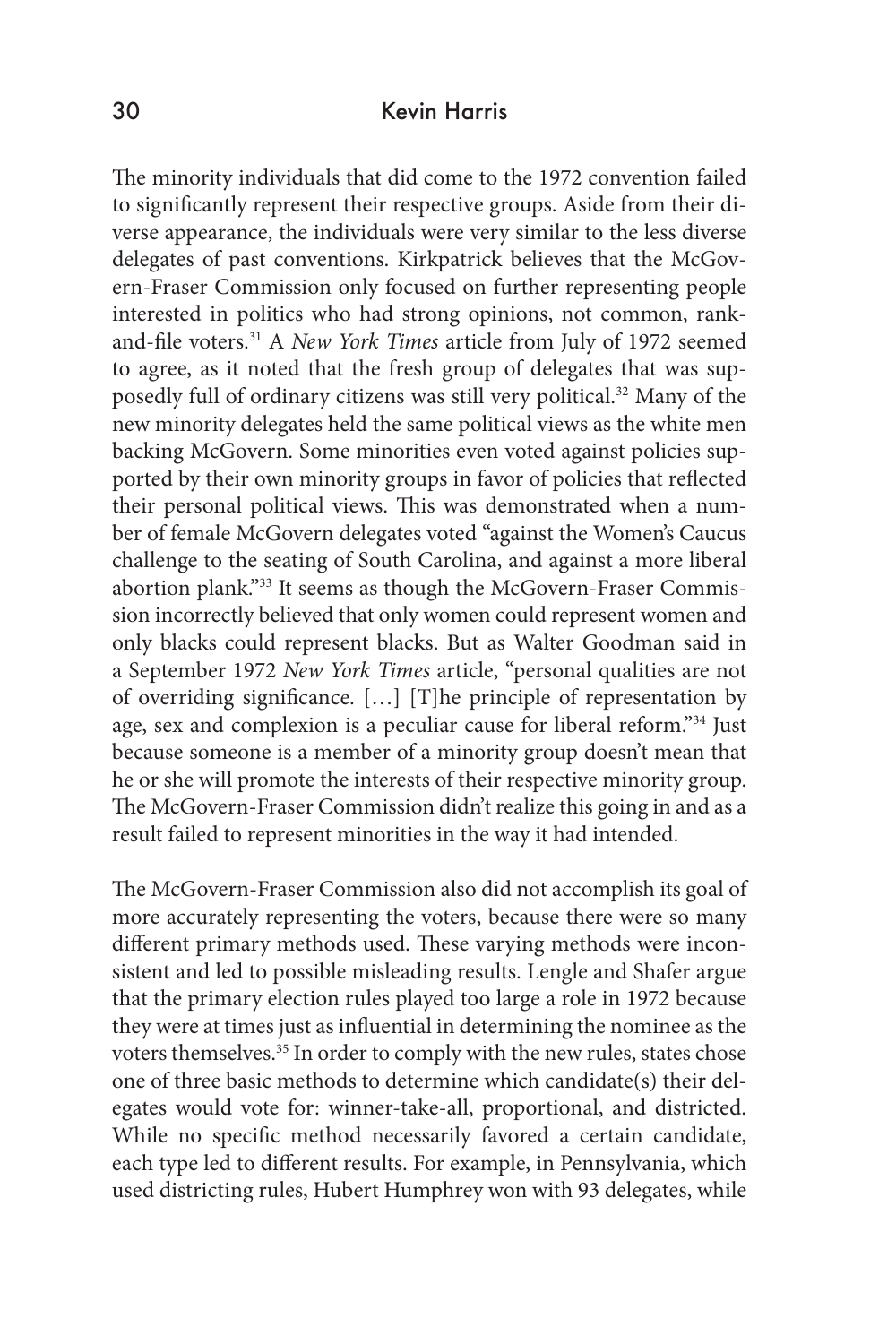The minority individuals that did come to the 1972 convention failed to significantly represent their respective groups. Aside from their diverse appearance, the individuals were very similar to the less diverse delegates of past conventions. Kirkpatrick believes that the McGovern-Fraser Commission only focused on further representing people interested in politics who had strong opinions, not common, rank-and-file voters.[31] A *New York Times* article from July of 1972 seemed to agree, as it noted that the fresh group of delegates that was supposedly full of ordinary citizens was still very political.[32] Many of the new minority delegates held the same political views as the white men backing McGovern. Some minorities even voted against policies supported by their own minority groups in favor of policies that reflected their personal political views. This was demonstrated when a number of female McGovern delegates voted "against the Women's Caucus challenge to the seating of South Carolina, and against a more liberal abortion plank."[33] It seems as though the McGovern-Fraser Commission incorrectly believed that only women could represent women and only blacks could represent blacks. But as Walter Goodman said in a September 1972 *New York Times* article, "personal qualities are not of overriding significance. […] [T]he principle of representation by age, sex and complexion is a peculiar cause for liberal reform."[34] Just because someone is a member of a minority group doesn't mean that he or she will promote the interests of their respective minority group. The McGovern-Fraser Commission didn't realize this going in and as a result failed to represent minorities in the way it had intended.

The McGovern-Fraser Commission also did not accomplish its goal of more accurately representing the voters, because there were so many different primary methods used. These varying methods were inconsistent and led to possible misleading results. Lengle and Shafer argue that the primary election rules played too large a role in 1972 because they were at times just as influential in determining the nominee as the voters themselves.[35] In order to comply with the new rules, states chose one of three basic methods to determine which candidate(s) their delegates would vote for: winner-take-all, proportional, and districted. While no specific method necessarily favored a certain candidate, each type led to different results. For example, in Pennsylvania, which used districting rules, Hubert Humphrey won with 93 delegates, while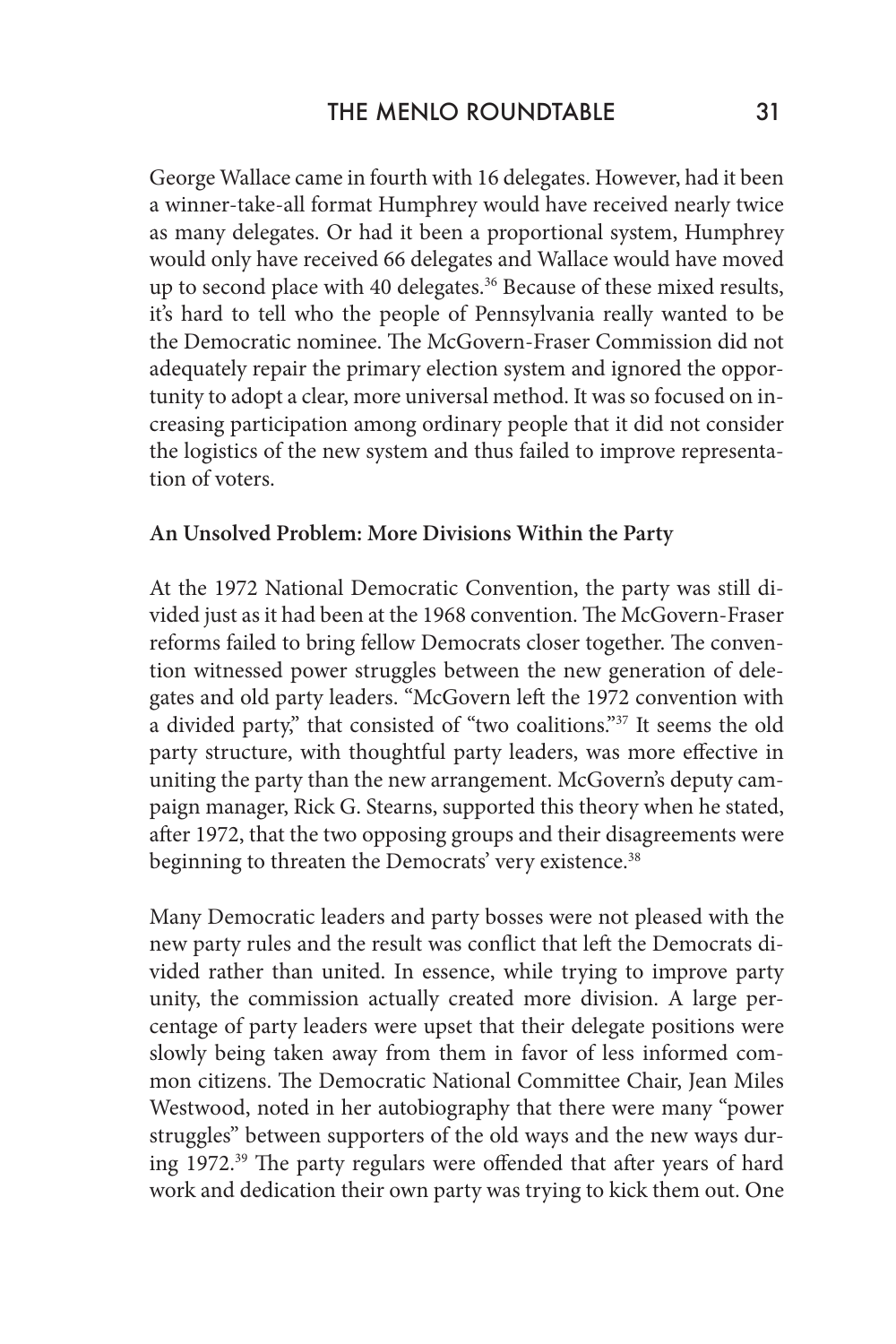George Wallace came in fourth with 16 delegates. However, had it been a winner-take-all format Humphrey would have received nearly twice as many delegates. Or had it been a proportional system, Humphrey would only have received 66 delegates and Wallace would have moved up to second place with 40 delegates.[36] Because of these mixed results, it's hard to tell who the people of Pennsylvania really wanted to be the Democratic nominee. The McGovern-Fraser Commission did not adequately repair the primary election system and ignored the opportunity to adopt a clear, more universal method. It was so focused on increasing participation among ordinary people that it did not consider the logistics of the new system and thus failed to improve representation of voters.

**An Unsolved Problem: More Divisions Within the Party**

At the 1972 National Democratic Convention, the party was still divided just as it had been at the 1968 convention. The McGovern-Fraser reforms failed to bring fellow Democrats closer together. The convention witnessed power struggles between the new generation of delegates and old party leaders. "McGovern left the 1972 convention with a divided party," that consisted of "two coalitions."[37] It seems the old party structure, with thoughtful party leaders, was more effective in uniting the party than the new arrangement. McGovern's deputy campaign manager, Rick G. Stearns, supported this theory when he stated, after 1972, that the two opposing groups and their disagreements were beginning to threaten the Democrats' very existence.[38]

Many Democratic leaders and party bosses were not pleased with the new party rules and the result was conflict that left the Democrats divided rather than united. In essence, while trying to improve party unity, the commission actually created more division. A large percentage of party leaders were upset that their delegate positions were slowly being taken away from them in favor of less informed common citizens. The Democratic National Committee Chair, Jean Miles Westwood, noted in her autobiography that there were many "power struggles" between supporters of the old ways and the new ways during 1972.[39] The party regulars were offended that after years of hard work and dedication their own party was trying to kick them out. One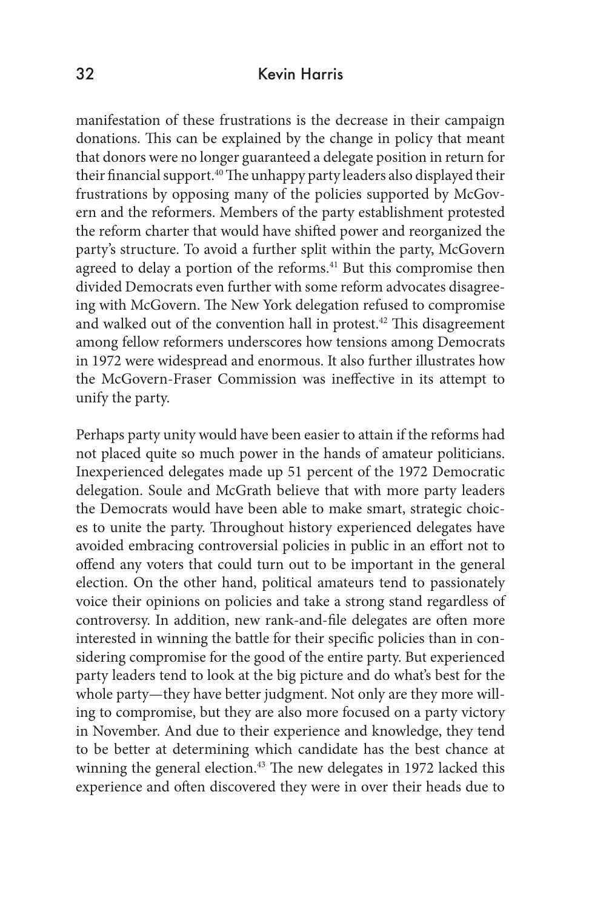manifestation of these frustrations is the decrease in their campaign donations. This can be explained by the change in policy that meant that donors were no longer guaranteed a delegate position in return for their financial support.[40] The unhappy party leaders also displayed their frustrations by opposing many of the policies supported by McGovern and the reformers. Members of the party establishment protested the reform charter that would have shifted power and reorganized the party's structure. To avoid a further split within the party, McGovern agreed to delay a portion of the reforms.[41] But this compromise then divided Democrats even further with some reform advocates disagreeing with McGovern. The New York delegation refused to compromise and walked out of the convention hall in protest.[42] This disagreement among fellow reformers underscores how tensions among Democrats in 1972 were widespread and enormous. It also further illustrates how the McGovern-Fraser Commission was ineffective in its attempt to unify the party.

Perhaps party unity would have been easier to attain if the reforms had not placed quite so much power in the hands of amateur politicians. Inexperienced delegates made up 51 percent of the 1972 Democratic delegation. Soule and McGrath believe that with more party leaders the Democrats would have been able to make smart, strategic choices to unite the party. Throughout history experienced delegates have avoided embracing controversial policies in public in an effort not to offend any voters that could turn out to be important in the general election. On the other hand, political amateurs tend to passionately voice their opinions on policies and take a strong stand regardless of controversy. In addition, new rank-and-file delegates are often more interested in winning the battle for their specific policies than in considering compromise for the good of the entire party. But experienced party leaders tend to look at the big picture and do what's best for the whole party—they have better judgment. Not only are they more willing to compromise, but they are also more focused on a party victory in November. And due to their experience and knowledge, they tend to be better at determining which candidate has the best chance at winning the general election.[43] The new delegates in 1972 lacked this experience and often discovered they were in over their heads due to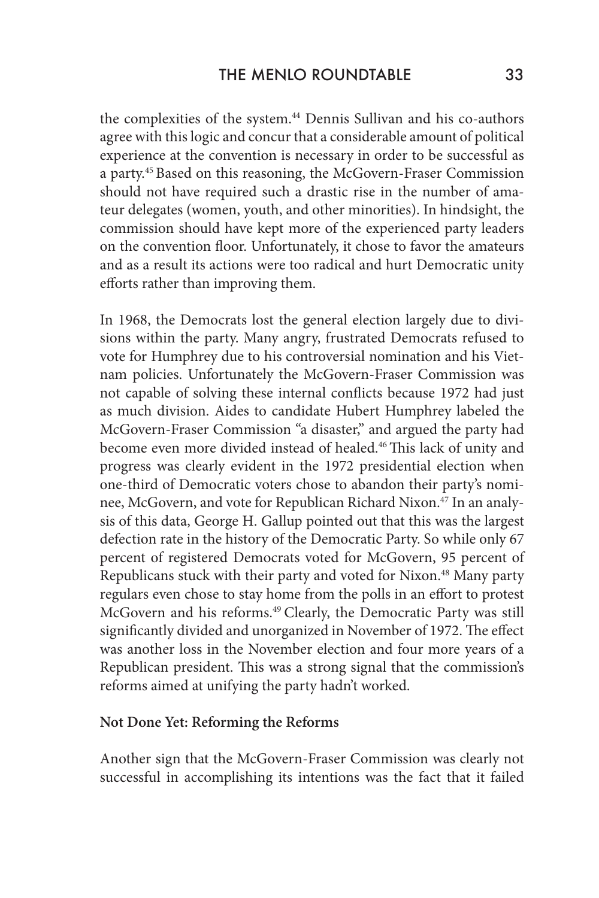the complexities of the system.[44] Dennis Sullivan and his co-authors agree with this logic and concur that a considerable amount of political experience at the convention is necessary in order to be successful as a party.[45] Based on this reasoning, the McGovern-Fraser Commission should not have required such a drastic rise in the number of amateur delegates (women, youth, and other minorities). In hindsight, the commission should have kept more of the experienced party leaders on the convention floor. Unfortunately, it chose to favor the amateurs and as a result its actions were too radical and hurt Democratic unity efforts rather than improving them.

In 1968, the Democrats lost the general election largely due to divisions within the party. Many angry, frustrated Democrats refused to vote for Humphrey due to his controversial nomination and his Vietnam policies. Unfortunately the McGovern-Fraser Commission was not capable of solving these internal conflicts because 1972 had just as much division. Aides to candidate Hubert Humphrey labeled the McGovern-Fraser Commission "a disaster," and argued the party had become even more divided instead of healed.[46] This lack of unity and progress was clearly evident in the 1972 presidential election when one-third of Democratic voters chose to abandon their party's nominee, McGovern, and vote for Republican Richard Nixon.[47] In an analysis of this data, George H. Gallup pointed out that this was the largest defection rate in the history of the Democratic Party. So while only 67 percent of registered Democrats voted for McGovern, 95 percent of Republicans stuck with their party and voted for Nixon.[48] Many party regulars even chose to stay home from the polls in an effort to protest McGovern and his reforms.[49] Clearly, the Democratic Party was still significantly divided and unorganized in November of 1972. The effect was another loss in the November election and four more years of a Republican president. This was a strong signal that the commission's reforms aimed at unifying the party hadn't worked.

**Not Done Yet: Reforming the Reforms**

Another sign that the McGovern-Fraser Commission was clearly not successful in accomplishing its intentions was the fact that it failed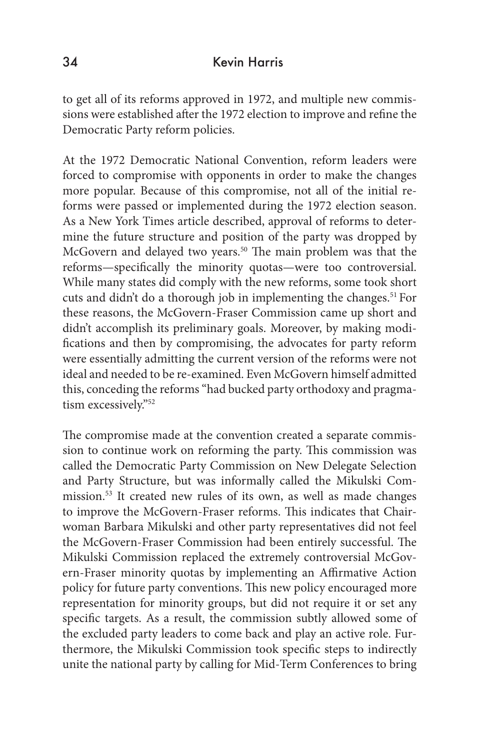to get all of its reforms approved in 1972, and multiple new commissions were established after the 1972 election to improve and refine the Democratic Party reform policies.

At the 1972 Democratic National Convention, reform leaders were forced to compromise with opponents in order to make the changes more popular. Because of this compromise, not all of the initial reforms were passed or implemented during the 1972 election season. As a New York Times article described, approval of reforms to determine the future structure and position of the party was dropped by McGovern and delayed two years.[50] The main problem was that the reforms—specifically the minority quotas—were too controversial. While many states did comply with the new reforms, some took short cuts and didn't do a thorough job in implementing the changes.[51] For these reasons, the McGovern-Fraser Commission came up short and didn't accomplish its preliminary goals. Moreover, by making modifications and then by compromising, the advocates for party reform were essentially admitting the current version of the reforms were not ideal and needed to be re-examined. Even McGovern himself admitted this, conceding the reforms "had bucked party orthodoxy and pragmatism excessively."[52]

The compromise made at the convention created a separate commission to continue work on reforming the party. This commission was called the Democratic Party Commission on New Delegate Selection and Party Structure, but was informally called the Mikulski Commission.[53] It created new rules of its own, as well as made changes to improve the McGovern-Fraser reforms. This indicates that Chairwoman Barbara Mikulski and other party representatives did not feel the McGovern-Fraser Commission had been entirely successful. The Mikulski Commission replaced the extremely controversial McGovern-Fraser minority quotas by implementing an Affirmative Action policy for future party conventions. This new policy encouraged more representation for minority groups, but did not require it or set any specific targets. As a result, the commission subtly allowed some of the excluded party leaders to come back and play an active role. Furthermore, the Mikulski Commission took specific steps to indirectly unite the national party by calling for Mid-Term Conferences to bring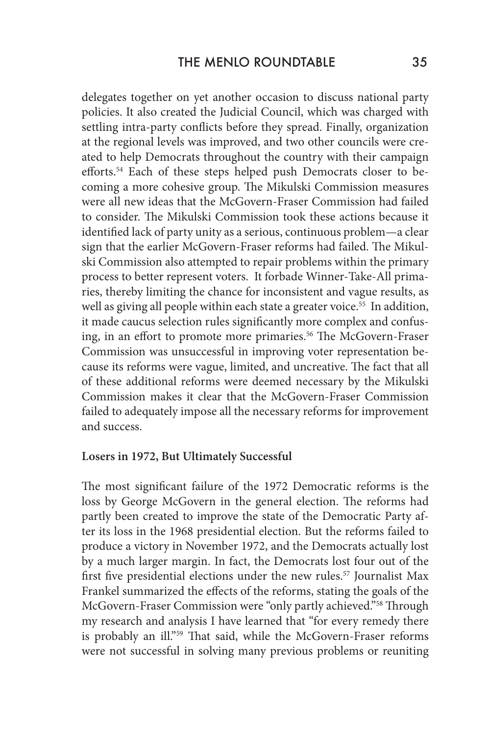delegates together on yet another occasion to discuss national party policies. It also created the Judicial Council, which was charged with settling intra-party conflicts before they spread. Finally, organization at the regional levels was improved, and two other councils were created to help Democrats throughout the country with their campaign efforts.[54] Each of these steps helped push Democrats closer to becoming a more cohesive group. The Mikulski Commission measures were all new ideas that the McGovern-Fraser Commission had failed to consider. The Mikulski Commission took these actions because it identified lack of party unity as a serious, continuous problem—a clear sign that the earlier McGovern-Fraser reforms had failed. The Mikulski Commission also attempted to repair problems within the primary process to better represent voters. It forbade Winner-Take-All primaries, thereby limiting the chance for inconsistent and vague results, as well as giving all people within each state a greater voice.[55] In addition, it made caucus selection rules significantly more complex and confusing, in an effort to promote more primaries.[56] The McGovern-Fraser Commission was unsuccessful in improving voter representation because its reforms were vague, limited, and uncreative. The fact that all of these additional reforms were deemed necessary by the Mikulski Commission makes it clear that the McGovern-Fraser Commission failed to adequately impose all the necessary reforms for improvement and success.

**Losers in 1972, But Ultimately Successful**

The most significant failure of the 1972 Democratic reforms is the loss by George McGovern in the general election. The reforms had partly been created to improve the state of the Democratic Party after its loss in the 1968 presidential election. But the reforms failed to produce a victory in November 1972, and the Democrats actually lost by a much larger margin. In fact, the Democrats lost four out of the first five presidential elections under the new rules.[57] Journalist Max Frankel summarized the effects of the reforms, stating the goals of the McGovern-Fraser Commission were "only partly achieved."[58] Through my research and analysis I have learned that "for every remedy there is probably an ill."[59] That said, while the McGovern-Fraser reforms were not successful in solving many previous problems or reuniting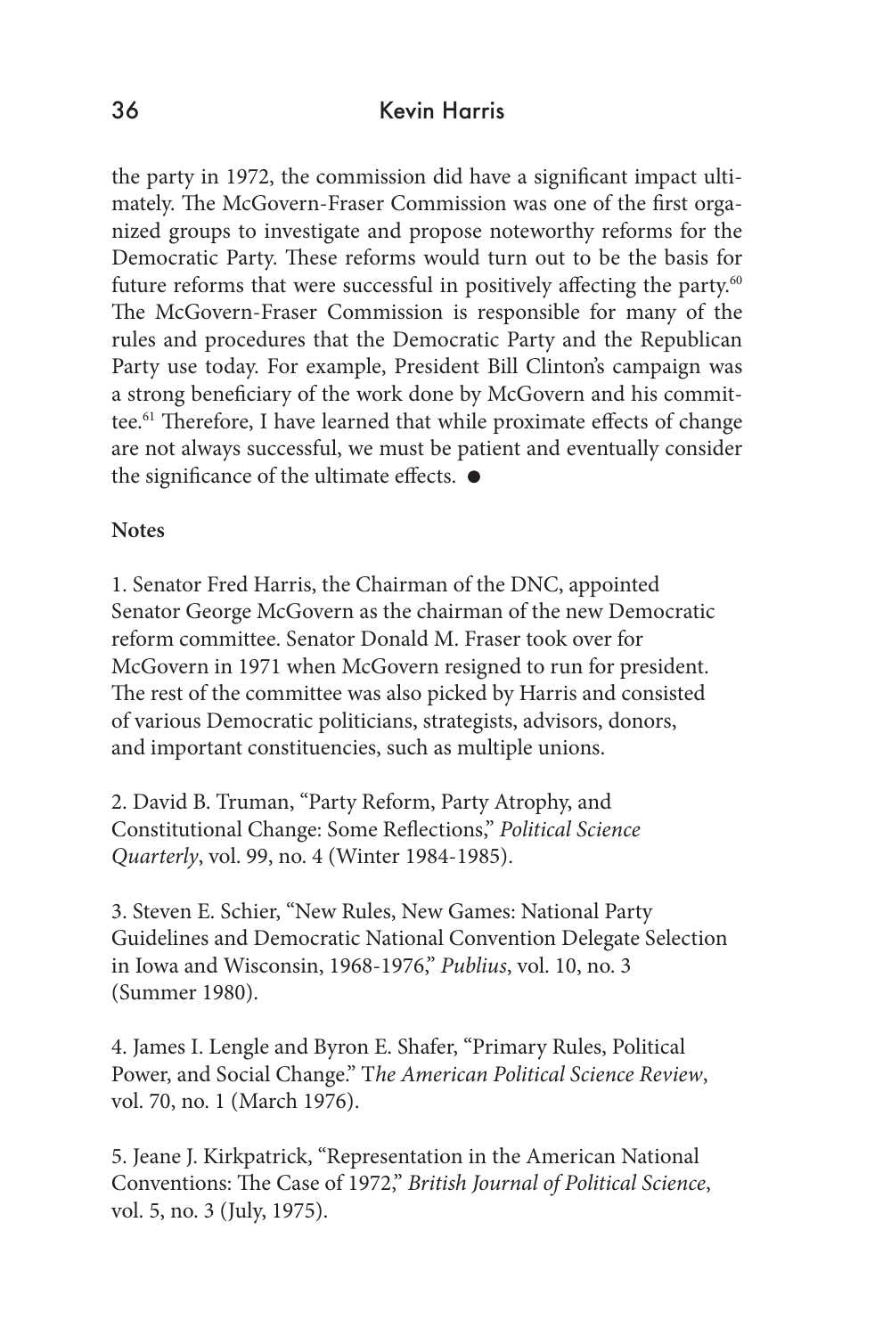the party in 1972, the commission did have a significant impact ultimately. The McGovern-Fraser Commission was one of the first organized groups to investigate and propose noteworthy reforms for the Democratic Party. These reforms would turn out to be the basis for future reforms that were successful in positively affecting the party.[60] The McGovern-Fraser Commission is responsible for many of the rules and procedures that the Democratic Party and the Republican Party use today. For example, President Bill Clinton's campaign was a strong beneficiary of the work done by McGovern and his committee.[61] Therefore, I have learned that while proximate effects of change are not always successful, we must be patient and eventually consider the significance of the ultimate effects. ●

**Notes**

1. Senator Fred Harris, the Chairman of the DNC, appointed Senator George McGovern as the chairman of the new Democratic reform committee. Senator Donald M. Fraser took over for McGovern in 1971 when McGovern resigned to run for president. The rest of the committee was also picked by Harris and consisted of various Democratic politicians, strategists, advisors, donors, and important constituencies, such as multiple unions.

2. David B. Truman, "Party Reform, Party Atrophy, and Constitutional Change: Some Reflections," *Political Science Quarterly*, vol. 99, no. 4 (Winter 1984-1985).

3. Steven E. Schier, "New Rules, New Games: National Party Guidelines and Democratic National Convention Delegate Selection in Iowa and Wisconsin, 1968-1976," *Publius*, vol. 10, no. 3 (Summer 1980).

4. James I. Lengle and Byron E. Shafer, "Primary Rules, Political Power, and Social Change." T*he American Political Science Review*, vol. 70, no. 1 (March 1976).

5. Jeane J. Kirkpatrick, "Representation in the American National Conventions: The Case of 1972," *British Journal of Political Science*, vol. 5, no. 3 (July, 1975).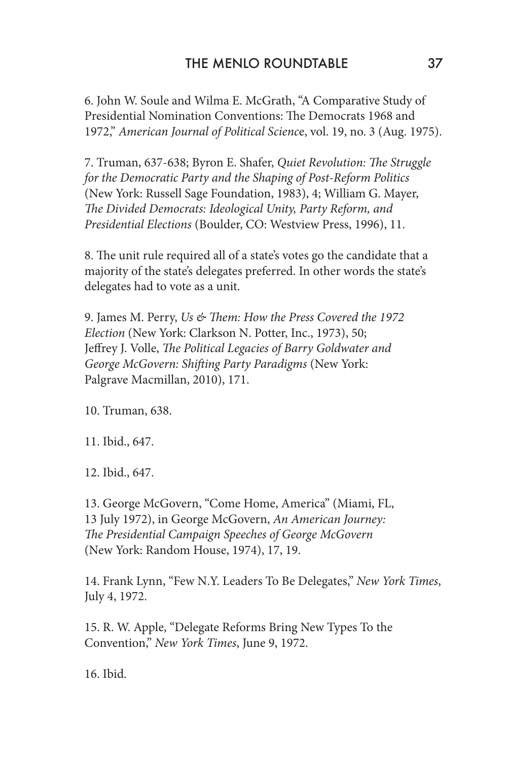6. John W. Soule and Wilma E. McGrath, "A Comparative Study of Presidential Nomination Conventions: The Democrats 1968 and 1972," *American Journal of Political Science*, vol. 19, no. 3 (Aug. 1975).

7. Truman, 637-638; Byron E. Shafer, *Quiet Revolution: The Struggle for the Democratic Party and the Shaping of Post-Reform Politics* (New York: Russell Sage Foundation, 1983), 4; William G. Mayer, *The Divided Democrats: Ideological Unity, Party Reform, and Presidential Elections* (Boulder, CO: Westview Press, 1996), 11.

8. The unit rule required all of a state's votes go the candidate that a majority of the state's delegates preferred. In other words the state's delegates had to vote as a unit.

9. James M. Perry, *Us & Them: How the Press Covered the 1972 Election* (New York: Clarkson N. Potter, Inc., 1973), 50; Jeffrey J. Volle, *The Political Legacies of Barry Goldwater and George McGovern: Shifting Party Paradigms* (New York: Palgrave Macmillan, 2010), 171.

10. Truman, 638.

11. Ibid., 647.

12. Ibid., 647.

13. George McGovern, "Come Home, America" (Miami, FL, 13 July 1972), in George McGovern, *An American Journey: The Presidential Campaign Speeches of George McGovern* (New York: Random House, 1974), 17, 19.

14. Frank Lynn, "Few N.Y. Leaders To Be Delegates," *New York Times*, July 4, 1972.

15. R. W. Apple, "Delegate Reforms Bring New Types To the Convention," *New York Times*, June 9, 1972.

16. Ibid.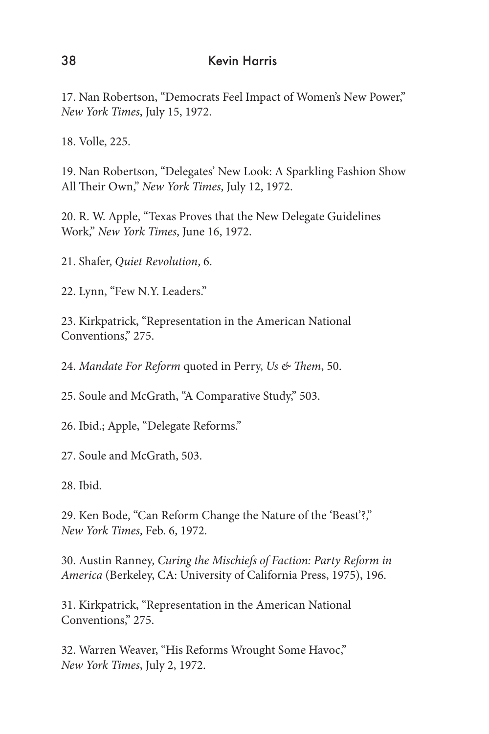17. Nan Robertson, "Democrats Feel Impact of Women's New Power," *New York Times*, July 15, 1972.

18. Volle, 225.

19. Nan Robertson, "Delegates' New Look: A Sparkling Fashion Show All Their Own," *New York Times*, July 12, 1972.

20. R. W. Apple, "Texas Proves that the New Delegate Guidelines Work," *New York Times*, June 16, 1972.

21. Shafer, *Quiet Revolution*, 6.

22. Lynn, "Few N.Y. Leaders."

23. Kirkpatrick, "Representation in the American National Conventions," 275.

24. *Mandate For Reform* quoted in Perry, *Us & Them*, 50.

25. Soule and McGrath, "A Comparative Study," 503.

26. Ibid.; Apple, "Delegate Reforms."

27. Soule and McGrath, 503.

28. Ibid.

29. Ken Bode, "Can Reform Change the Nature of the 'Beast'?," *New York Times*, Feb. 6, 1972.

30. Austin Ranney, *Curing the Mischiefs of Faction: Party Reform in America* (Berkeley, CA: University of California Press, 1975), 196.

31. Kirkpatrick, "Representation in the American National Conventions," 275.

32. Warren Weaver, "His Reforms Wrought Some Havoc," *New York Times*, July 2, 1972.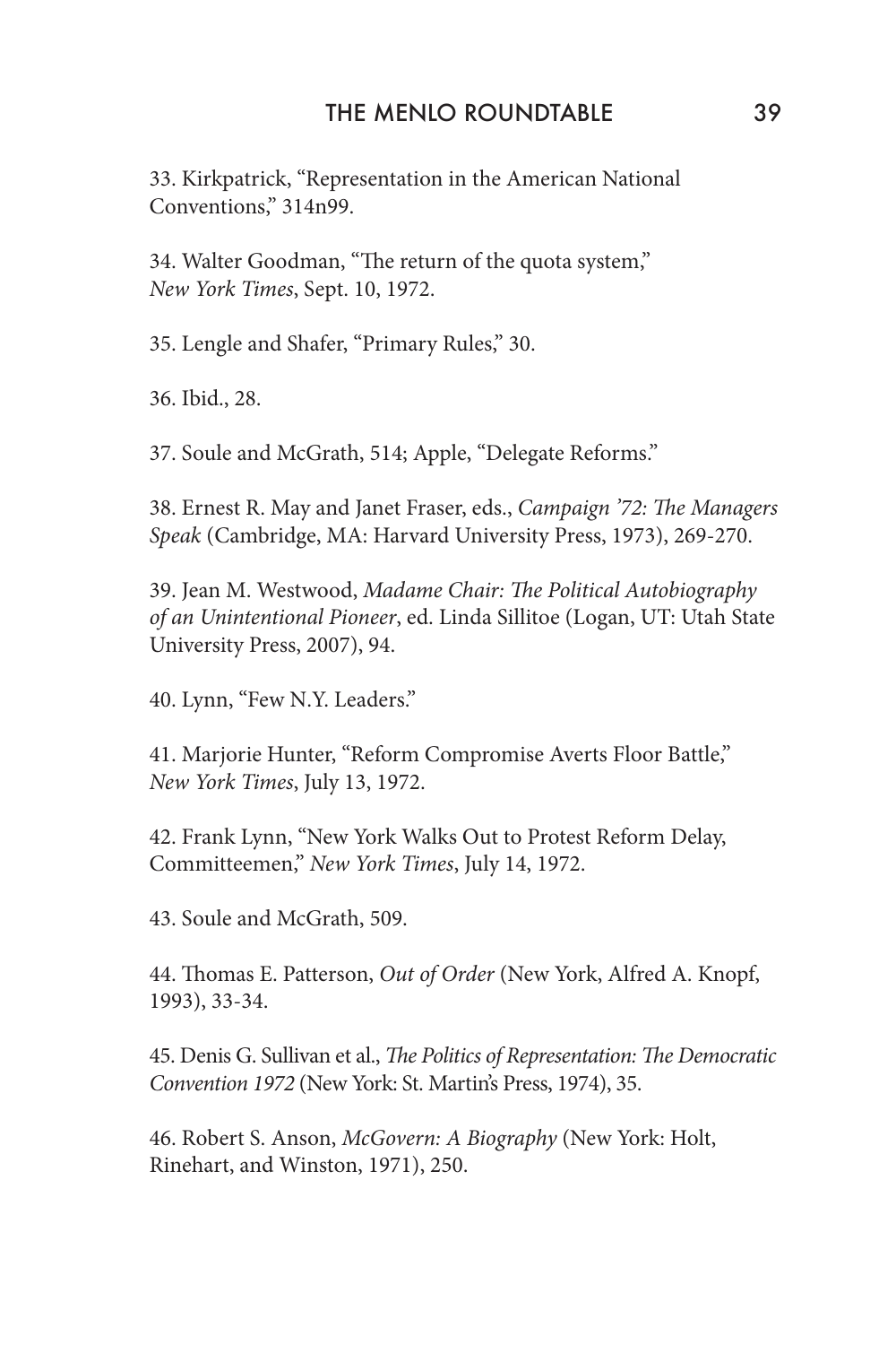33. Kirkpatrick, "Representation in the American National Conventions," 314n99.

34. Walter Goodman, "The return of the quota system," *New York Times*, Sept. 10, 1972.

35. Lengle and Shafer, "Primary Rules," 30.

36. Ibid., 28.

37. Soule and McGrath, 514; Apple, "Delegate Reforms."

38. Ernest R. May and Janet Fraser, eds., *Campaign '72: The Managers Speak* (Cambridge, MA: Harvard University Press, 1973), 269-270.

39. Jean M. Westwood, *Madame Chair: The Political Autobiography of an Unintentional Pioneer*, ed. Linda Sillitoe (Logan, UT: Utah State University Press, 2007), 94.

40. Lynn, "Few N.Y. Leaders."

41. Marjorie Hunter, "Reform Compromise Averts Floor Battle," *New York Times*, July 13, 1972.

42. Frank Lynn, "New York Walks Out to Protest Reform Delay, Committeemen," *New York Times*, July 14, 1972.

43. Soule and McGrath, 509.

44. Thomas E. Patterson, *Out of Order* (New York, Alfred A. Knopf, 1993), 33-34.

45. Denis G. Sullivan et al., *The Politics of Representation: The Democratic Convention 1972* (New York: St. Martin's Press, 1974), 35.

46. Robert S. Anson, *McGovern: A Biography* (New York: Holt, Rinehart, and Winston, 1971), 250.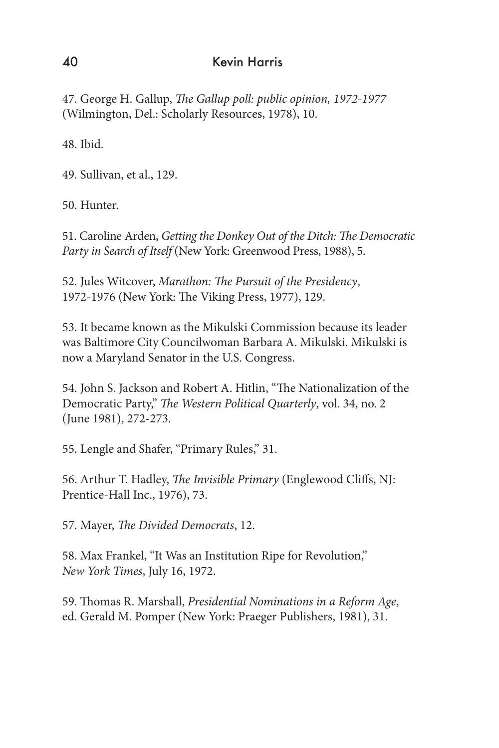47. George H. Gallup, *The Gallup poll: public opinion, 1972-1977* (Wilmington, Del.: Scholarly Resources, 1978), 10.

48. Ibid.

49. Sullivan, et al., 129.

50. Hunter.

51. Caroline Arden, *Getting the Donkey Out of the Ditch: The Democratic Party in Search of Itself* (New York: Greenwood Press, 1988), 5.

52. Jules Witcover, *Marathon: The Pursuit of the Presidency*, 1972-1976 (New York: The Viking Press, 1977), 129.

53. It became known as the Mikulski Commission because its leader was Baltimore City Councilwoman Barbara A. Mikulski. Mikulski is now a Maryland Senator in the U.S. Congress.

54. John S. Jackson and Robert A. Hitlin, "The Nationalization of the Democratic Party," *The Western Political Quarterly*, vol. 34, no. 2 (June 1981), 272-273.

55. Lengle and Shafer, "Primary Rules," 31.

56. Arthur T. Hadley, *The Invisible Primary* (Englewood Cliffs, NJ: Prentice-Hall Inc., 1976), 73.

57. Mayer, *The Divided Democrats*, 12.

58. Max Frankel, "It Was an Institution Ripe for Revolution," *New York Times*, July 16, 1972.

59. Thomas R. Marshall, *Presidential Nominations in a Reform Age*, ed. Gerald M. Pomper (New York: Praeger Publishers, 1981), 31.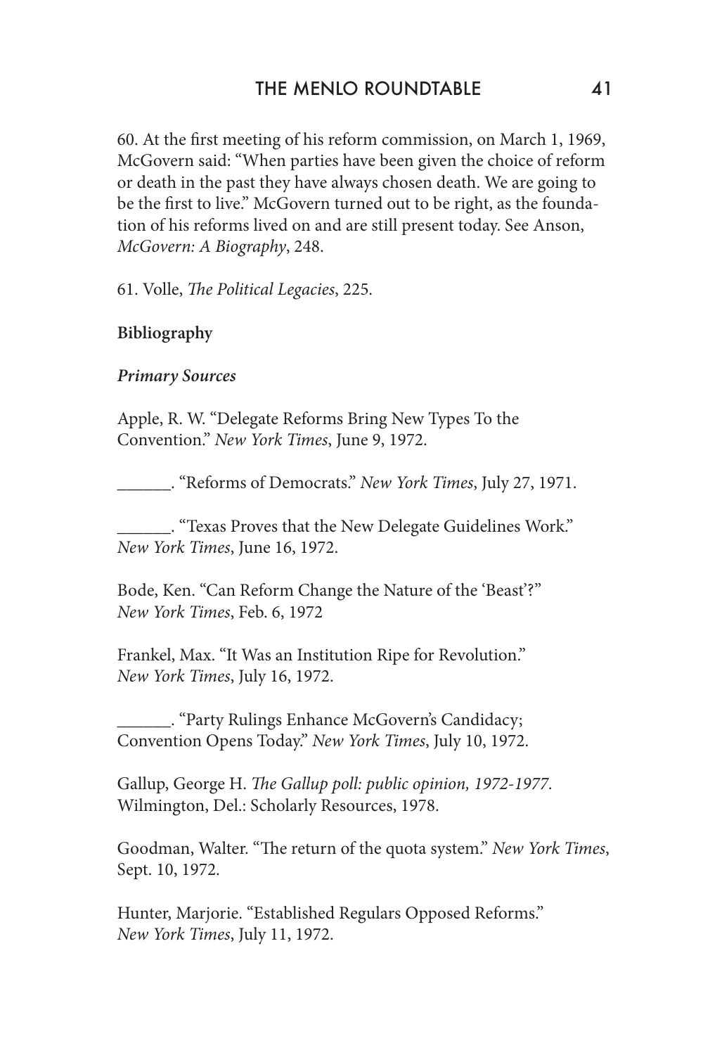60. At the first meeting of his reform commission, on March 1, 1969, McGovern said: "When parties have been given the choice of reform or death in the past they have always chosen death. We are going to be the first to live." McGovern turned out to be right, as the foundation of his reforms lived on and are still present today. See Anson, *McGovern: A Biography*, 248.

61. Volle, *The Political Legacies*, 225.

**Bibliography**

***Primary Sources***

Apple, R. W. "Delegate Reforms Bring New Types To the Convention." *New York Times*, June 9, 1972.

______. "Reforms of Democrats." *New York Times*, July 27, 1971.

______. "Texas Proves that the New Delegate Guidelines Work." *New York Times*, June 16, 1972.

Bode, Ken. "Can Reform Change the Nature of the 'Beast'?" *New York Times*, Feb. 6, 1972

Frankel, Max. "It Was an Institution Ripe for Revolution." *New York Times*, July 16, 1972.

______. "Party Rulings Enhance McGovern's Candidacy; Convention Opens Today." *New York Times*, July 10, 1972.

Gallup, George H. *The Gallup poll: public opinion, 1972-1977.* Wilmington, Del.: Scholarly Resources, 1978.

Goodman, Walter. "The return of the quota system." *New York Times*, Sept. 10, 1972.

Hunter, Marjorie. "Established Regulars Opposed Reforms." *New York Times*, July 11, 1972.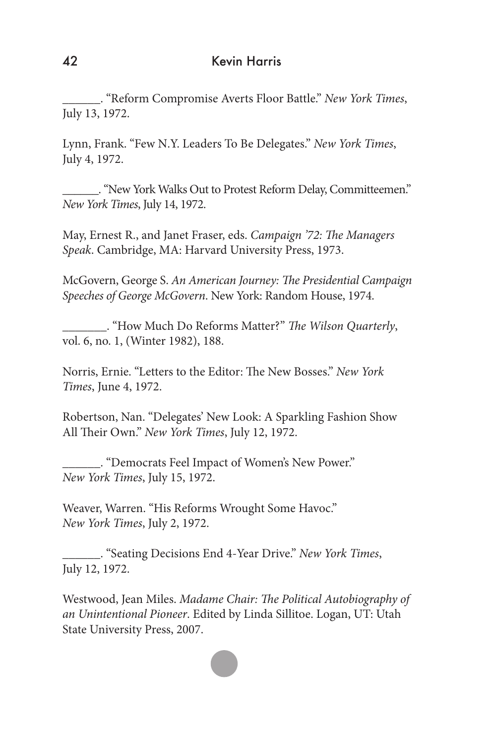______. “Reform Compromise Averts Floor Battle.” *New York Times*, July 13, 1972.

Lynn, Frank. “Few N.Y. Leaders To Be Delegates.” *New York Times*, July 4, 1972.

______. “New York Walks Out to Protest Reform Delay, Committeemen.” *New York Times*, July 14, 1972.

May, Ernest R., and Janet Fraser, eds. *Campaign ’72: The Managers Speak*. Cambridge, MA: Harvard University Press, 1973.

McGovern, George S. *An American Journey: The Presidential Campaign Speeches of George McGovern*. New York: Random House, 1974.

_______. “How Much Do Reforms Matter?” *The Wilson Quarterly*, vol. 6, no. 1, (Winter 1982), 188.

Norris, Ernie. “Letters to the Editor: The New Bosses.” *New York Times*, June 4, 1972.

Robertson, Nan. “Delegates’ New Look: A Sparkling Fashion Show All Their Own.” *New York Times*, July 12, 1972.

______. “Democrats Feel Impact of Women’s New Power.” *New York Times*, July 15, 1972.

Weaver, Warren. “His Reforms Wrought Some Havoc.” *New York Times*, July 2, 1972.

______. “Seating Decisions End 4-Year Drive.” *New York Times*, July 12, 1972.

Westwood, Jean Miles. *Madame Chair: The Political Autobiography of an Unintentional Pioneer*. Edited by Linda Sillitoe. Logan, UT: Utah State University Press, 2007.